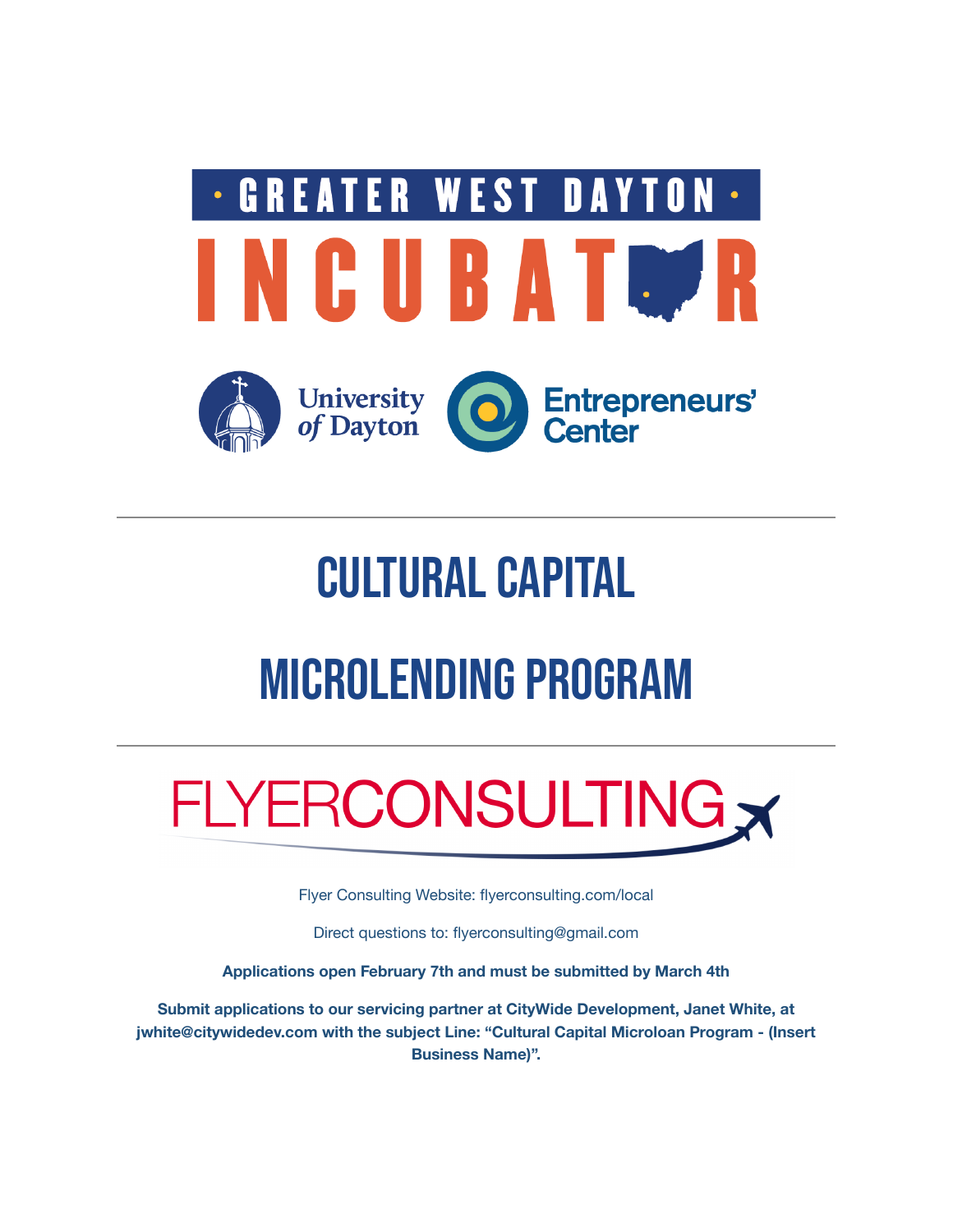GREATER WEST DAYTON INCUBATOR

University of Dayton | Entrepreneurs' Center

# CULTURAL CAPITAL

# MICROLENDING PROGRAM

FLYERCONSULTING

Flyer Consulting Website: flyerconsulting.com/local

Direct questions to: flyerconsulting@gmail.com

**Applications open February 7th and must be submitted by March 4th**

**Submit applications to our servicing partner at CityWide Development, Janet White, at jwhite@citywidedev.com with the subject Line: "Cultural Capital Microloan Program - (Insert Business Name)".**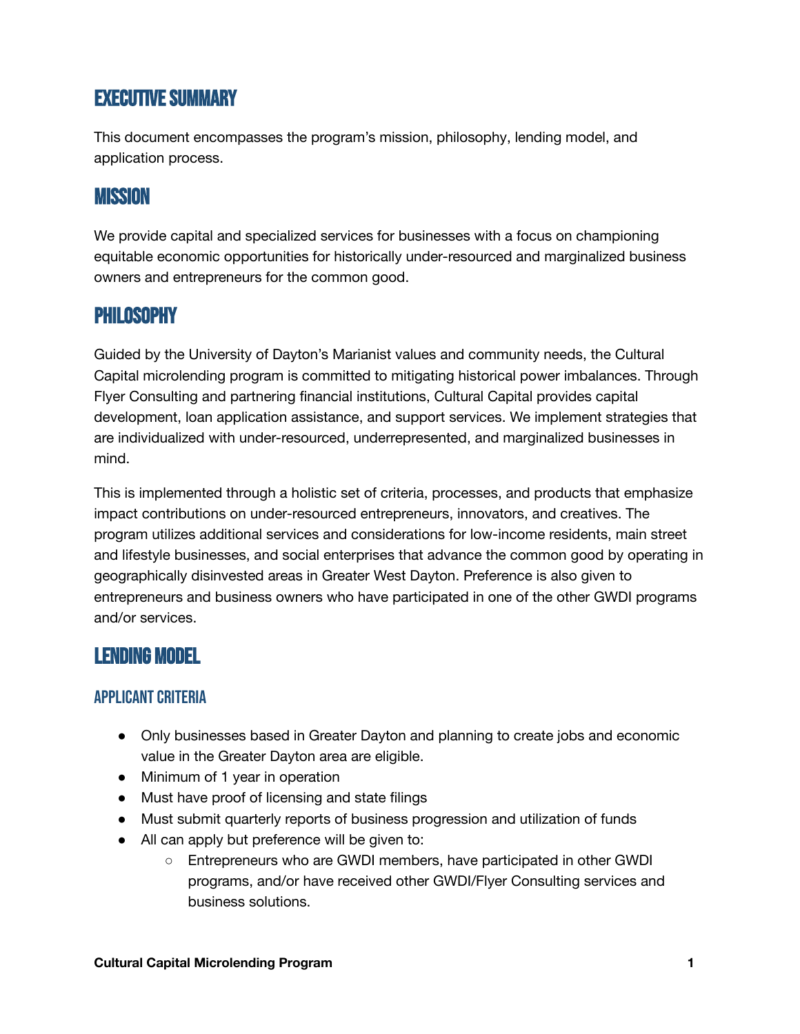# Executive Summary

This document encompasses the program's mission, philosophy, lending model, and application process.

# Mission

We provide capital and specialized services for businesses with a focus on championing equitable economic opportunities for historically under-resourced and marginalized business owners and entrepreneurs for the common good.

# Philosophy

Guided by the University of Dayton's Marianist values and community needs, the Cultural Capital microlending program is committed to mitigating historical power imbalances. Through Flyer Consulting and partnering financial institutions, Cultural Capital provides capital development, loan application assistance, and support services. We implement strategies that are individualized with under-resourced, underrepresented, and marginalized businesses in mind.

This is implemented through a holistic set of criteria, processes, and products that emphasize impact contributions on under-resourced entrepreneurs, innovators, and creatives. The program utilizes additional services and considerations for low-income residents, main street and lifestyle businesses, and social enterprises that advance the common good by operating in geographically disinvested areas in Greater West Dayton. Preference is also given to entrepreneurs and business owners who have participated in one of the other GWDI programs and/or services.

# Lending Model

## Applicant Criteria

- Only businesses based in Greater Dayton and planning to create jobs and economic value in the Greater Dayton area are eligible.
- Minimum of 1 year in operation
- Must have proof of licensing and state filings
- Must submit quarterly reports of business progression and utilization of funds
- All can apply but preference will be given to:
  - Entrepreneurs who are GWDI members, have participated in other GWDI programs, and/or have received other GWDI/Flyer Consulting services and business solutions.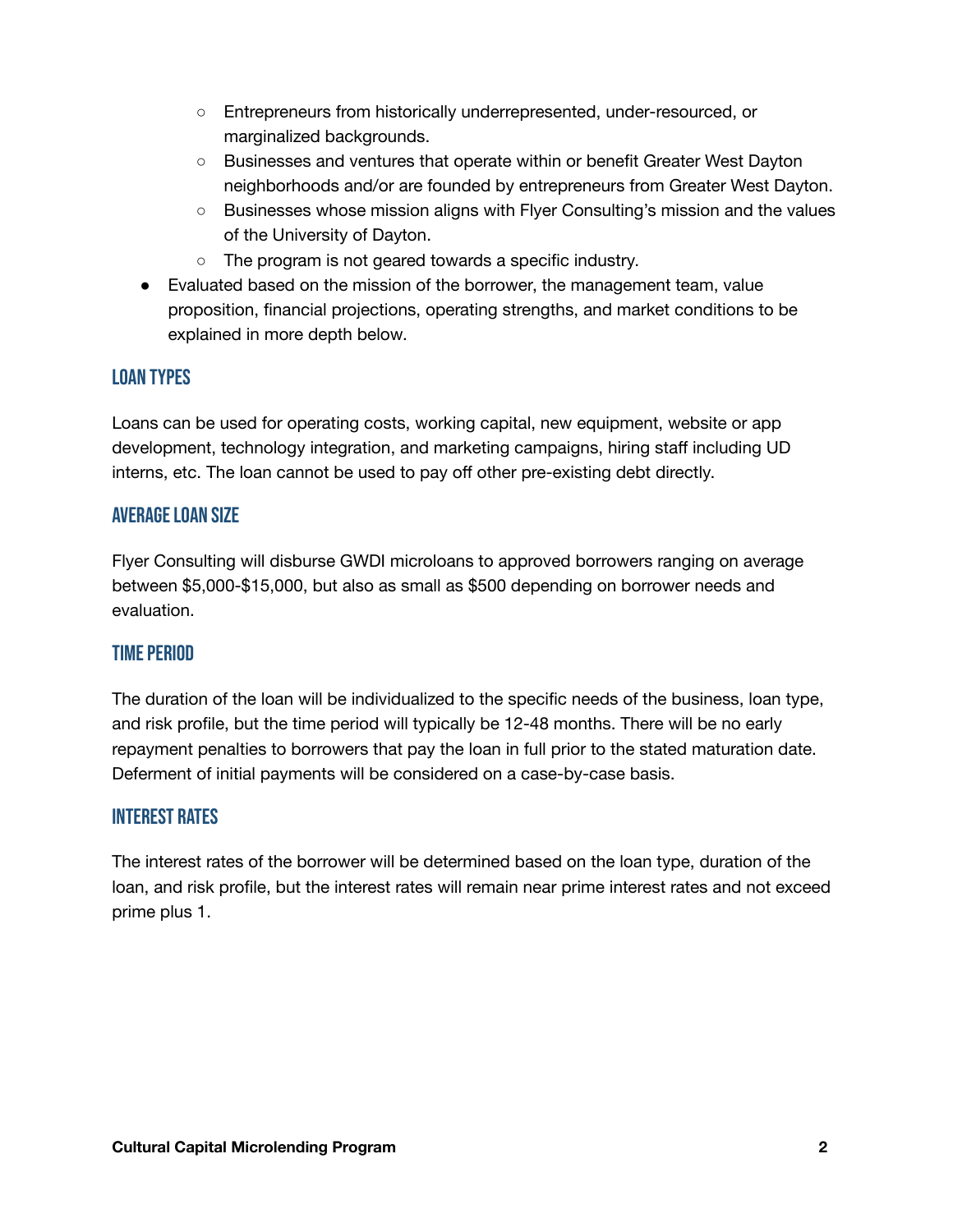- Entrepreneurs from historically underrepresented, under-resourced, or marginalized backgrounds.
  - Businesses and ventures that operate within or benefit Greater West Dayton neighborhoods and/or are founded by entrepreneurs from Greater West Dayton.
  - Businesses whose mission aligns with Flyer Consulting's mission and the values of the University of Dayton.
  - The program is not geared towards a specific industry.
- Evaluated based on the mission of the borrower, the management team, value proposition, financial projections, operating strengths, and market conditions to be explained in more depth below.

## LOAN TYPES

Loans can be used for operating costs, working capital, new equipment, website or app development, technology integration, and marketing campaigns, hiring staff including UD interns, etc. The loan cannot be used to pay off other pre-existing debt directly.

## AVERAGE LOAN SIZE

Flyer Consulting will disburse GWDI microloans to approved borrowers ranging on average between $5,000-$15,000, but also as small as $500 depending on borrower needs and evaluation.

## TIME PERIOD

The duration of the loan will be individualized to the specific needs of the business, loan type, and risk profile, but the time period will typically be 12-48 months. There will be no early repayment penalties to borrowers that pay the loan in full prior to the stated maturation date. Deferment of initial payments will be considered on a case-by-case basis.

## INTEREST RATES

The interest rates of the borrower will be determined based on the loan type, duration of the loan, and risk profile, but the interest rates will remain near prime interest rates and not exceed prime plus 1.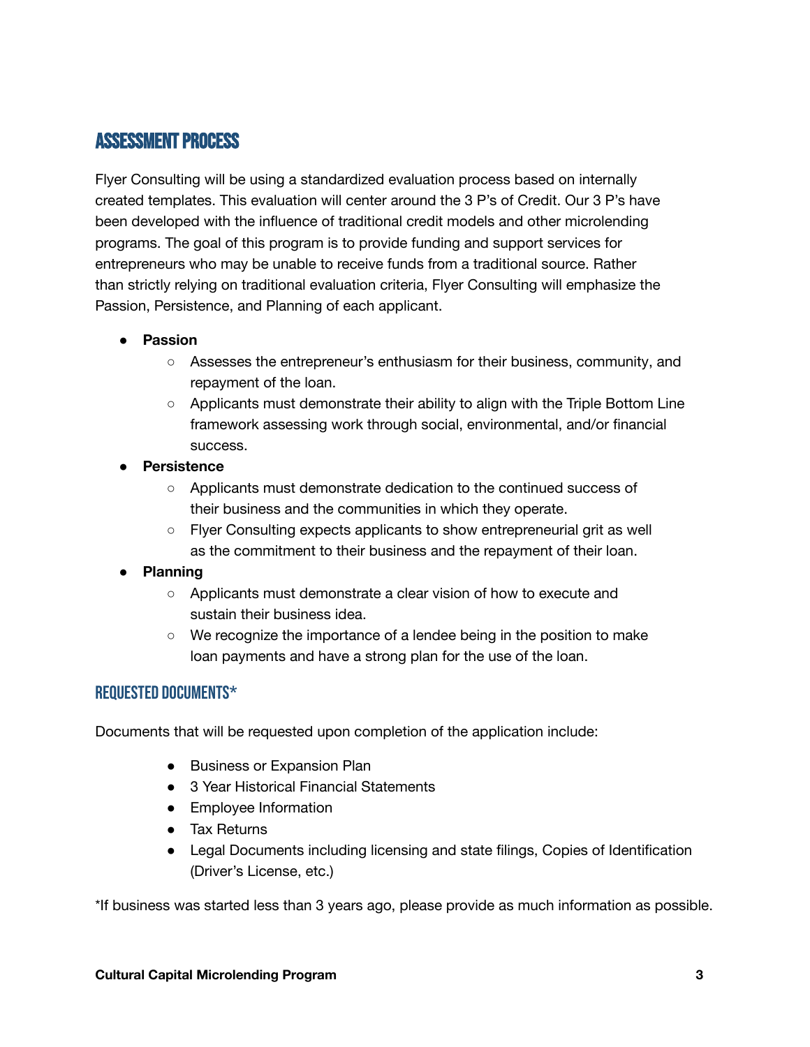## ASSESSMENT PROCESS

Flyer Consulting will be using a standardized evaluation process based on internally created templates. This evaluation will center around the 3 P's of Credit. Our 3 P's have been developed with the influence of traditional credit models and other microlending programs. The goal of this program is to provide funding and support services for entrepreneurs who may be unable to receive funds from a traditional source. Rather than strictly relying on traditional evaluation criteria, Flyer Consulting will emphasize the Passion, Persistence, and Planning of each applicant.

- **Passion**
  - Assesses the entrepreneur's enthusiasm for their business, community, and repayment of the loan.
  - Applicants must demonstrate their ability to align with the Triple Bottom Line framework assessing work through social, environmental, and/or financial success.
- **Persistence**
  - Applicants must demonstrate dedication to the continued success of their business and the communities in which they operate.
  - Flyer Consulting expects applicants to show entrepreneurial grit as well as the commitment to their business and the repayment of their loan.
- **Planning**
  - Applicants must demonstrate a clear vision of how to execute and sustain their business idea.
  - We recognize the importance of a lendee being in the position to make loan payments and have a strong plan for the use of the loan.

### REQUESTED DOCUMENTS*

Documents that will be requested upon completion of the application include:

- Business or Expansion Plan
- 3 Year Historical Financial Statements
- Employee Information
- Tax Returns
- Legal Documents including licensing and state filings, Copies of Identification (Driver's License, etc.)

*If business was started less than 3 years ago, please provide as much information as possible.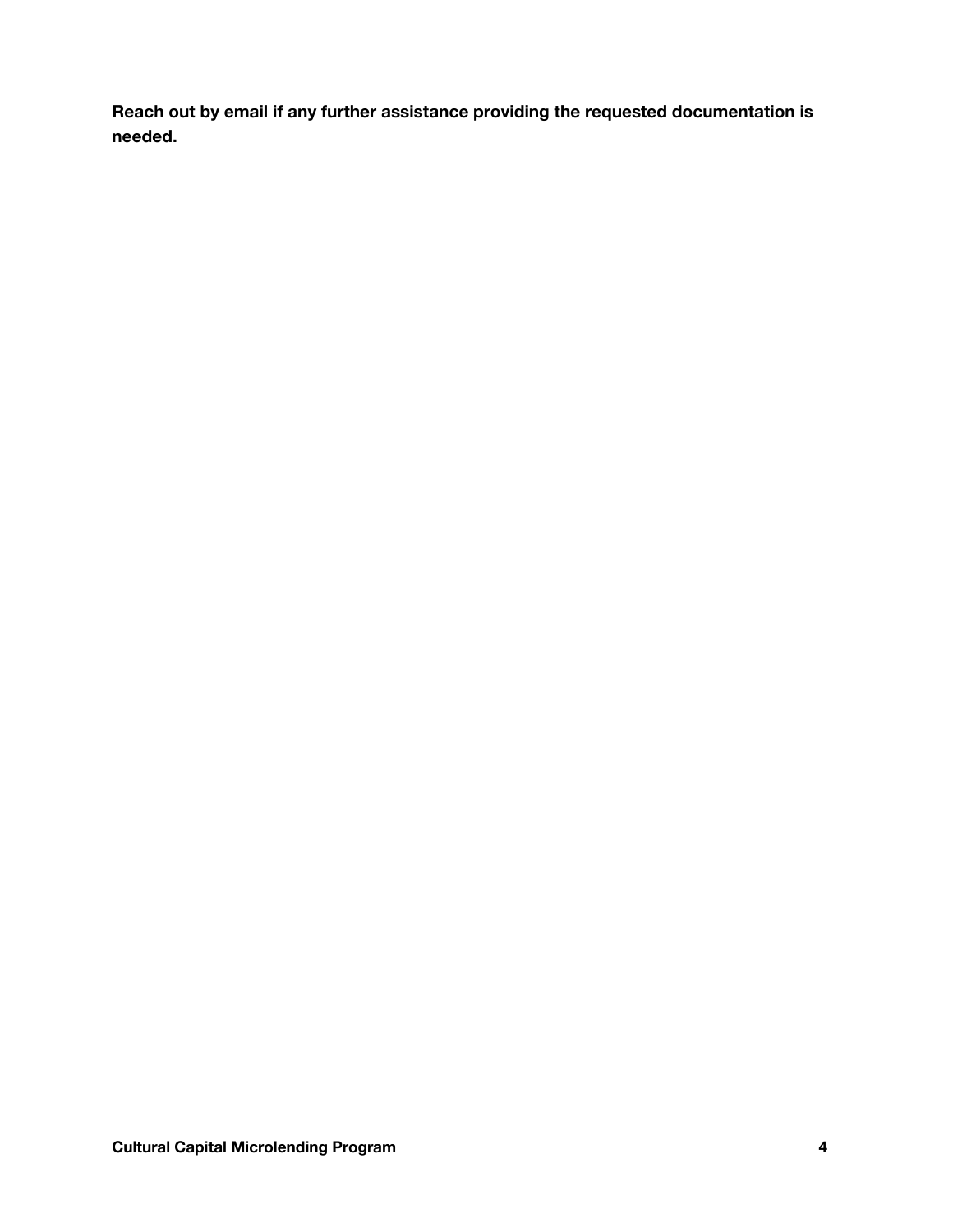**Reach out by email if any further assistance providing the requested documentation is needed.**